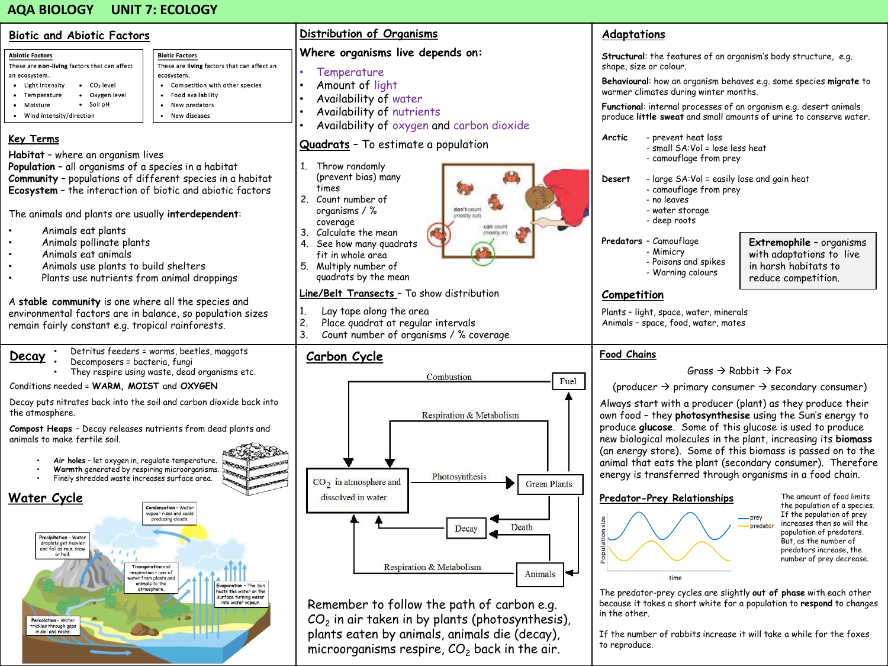# AQA BIOLOGY UNIT 7: ECOLOGY

## Biotic and Abiotic Factors

**Abiotic Factors**

These are **non-living** factors that can affect an ecosystem.

- Light intensity
- Temperature
- Moisture
- Wind intensity/direction
- $CO_2$ level
- Oxygen level
- Soil pH

**Biotic Factors**

These are **living** factors that can affect an ecosystem.

- Competition with other species
- Food availability
- New predators
- New diseases

## Key Terms

**Habitat** – where an organism lives
**Population** – all organisms of a species in a habitat
**Community** – populations of different species in a habitat
**Ecosystem** – the interaction of biotic and abiotic factors

The animals and plants are usually **interdependent**:

- Animals eat plants
- Animals pollinate plants
- Animals eat animals
- Animals use plants to build shelters
- Plants use nutrients from animal droppings

A **stable community** is one where all the species and environmental factors are in balance, so population sizes remain fairly constant e.g. tropical rainforests.

## Distribution of Organisms

**Where organisms live depends on:**

- Temperature
- Amount of light
- Availability of water
- Availability of nutrients
- Availability of oxygen and carbon dioxide

## Quadrats – To estimate a population

1. Throw randomly (prevent bias) many times
2. Count number of organisms / % coverage
3. Calculate the mean
4. See how many quadrats fit in whole area
5. Multiply number of quadrats by the mean

don't count (mostly out)
can count (mostly in)

## Line/Belt Transects – To show distribution

1. Lay tape along the area
2. Place quadrat at regular intervals
3. Count number of organisms / % coverage

## Adaptations

**Structural**: the features of an organism's body structure, e.g. shape, size or colour.

**Behavioural**: how an organism behaves e.g. some species **migrate** to warmer climates during winter months.

**Functional**: internal processes of an organism e.g. desert animals produce **little sweat** and small amounts of urine to conserve water.

**Arctic**
- prevent heat loss
- small SA:Vol = lose less heat
- camouflage from prey

**Desert**
- large SA:Vol = easily lose and gain heat
- camouflage from prey
- no leaves
- water storage
- deep roots

**Predators**
- Camouflage
- Mimicry
- Poisons and spikes
- Warning colours

**Extremophile** – organisms with adaptations to live in harsh habitats to reduce competition.

## Competition

Plants – light, space, water, minerals
Animals – space, food, water, mates

## Decay

- Detritus feeders = worms, beetles, maggots
- Decomposers = bacteria, fungi
- They respire using waste, dead organisms etc.

Conditions needed = **WARM**, **MOIST** and **OXYGEN**

Decay puts nitrates back into the soil and carbon dioxide back into the atmosphere.

**Compost Heaps** – Decay releases nutrients from dead plants and animals to make fertile soil.

- **Air holes** – let oxygen in, regulate temperature.
- **Warmth** generated by respiring microorganisms.
- Finely shredded waste increases surface area.

## Water Cycle

**Condensation** – Water vapour rises and cools producing clouds.

**Precipitation** – Water droplets get heavier and fall as rain, snow or hail.

**Transpiration and respiration** – loss of water from plants and animals to the atmosphere.

**Evaporation** – The Sun heats the water on the surface turning water into water vapour.

**Percolation** – Water trickles through gaps in soil and rocks.

## Carbon Cycle

Combustion; Fuel; Respiration & Metabolism; $CO_2$ in atmosphere and dissolved in water; Photosynthesis; Green Plants; Decay; Death; Respiration & Metabolism; Animals

Remember to follow the path of carbon e.g. $CO_2$ in air taken in by plants (photosynthesis), plants eaten by animals, animals die (decay), microorganisms respire, $CO_2$ back in the air.

## Food Chains

Grass → Rabbit → Fox

(producer → primary consumer → secondary consumer)

Always start with a producer (plant) as they produce their own food – they **photosynthesise** using the Sun's energy to produce **glucose**. Some of this glucose is used to produce new biological molecules in the plant, increasing its **biomass** (an energy store). Some of this biomass is passed on to the animal that eats the plant (secondary consumer). Therefore energy is transferred through organisms in a food chain.

## Predator-Prey Relationships

Population size; time; prey; predator

The amount of food limits the population of a species. If the population of prey increases then so will the population of predators. But, as the number of predators increase, the number of prey decrease.

The predator-prey cycles are slightly **out of phase** with each other because it takes a short white for a population to **respond** to changes in the other.

If the number of rabbits increase it will take a while for the foxes to reproduce.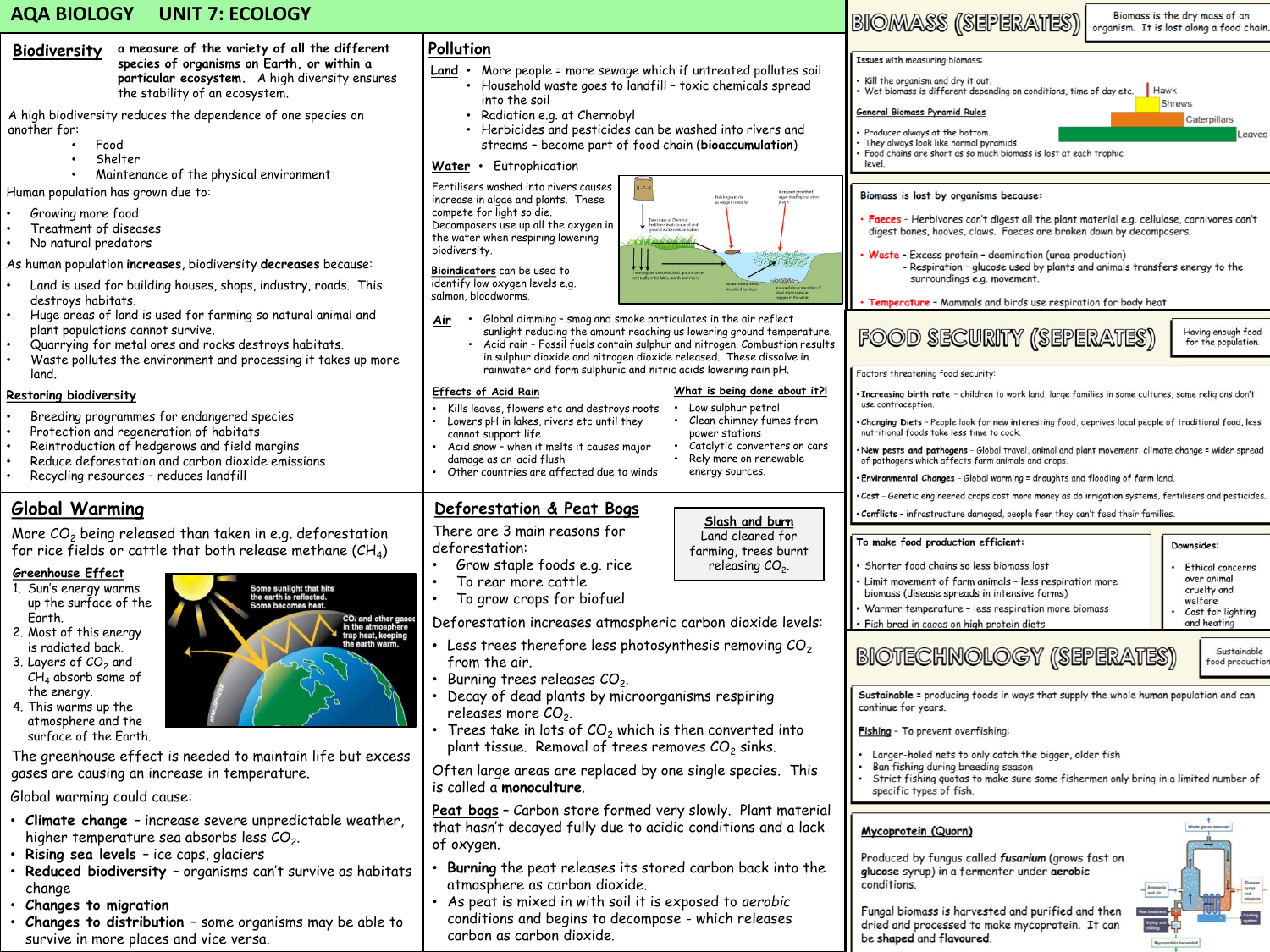# AQA BIOLOGY UNIT 7: ECOLOGY

## Biodiversity

**Biodiversity** a measure of the variety of all the different species of organisms on Earth, or within a **particular ecosystem.** A high diversity ensures the stability of an ecosystem.

A high biodiversity reduces the dependence of one species on another for:

- Food
- Shelter
- Maintenance of the physical environment

Human population has grown due to:

- Growing more food
- Treatment of diseases
- No natural predators

As human population **increases**, biodiversity **decreases** because:

- Land is used for building houses, shops, industry, roads. This destroys habitats.
- Huge areas of land is used for farming so natural animal and plant populations cannot survive.
- Quarrying for metal ores and rocks destroys habitats.
- Waste pollutes the environment and processing it takes up more land.

### Restoring biodiversity

- Breeding programmes for endangered species
- Protection and regeneration of habitats
- Reintroduction of hedgerows and field margins
- Reduce deforestation and carbon dioxide emissions
- Recycling resources – reduces landfill

## Pollution

**Land**
- More people = more sewage which if untreated pollutes soil
- Household waste goes to landfill – toxic chemicals spread into the soil
- Radiation e.g. at Chernobyl
- Herbicides and pesticides can be washed into rivers and streams – become part of food chain (**bioaccumulation**)

**Water**
- Eutrophication

Fertilisers washed into rivers causes increase in algae and plants. These compete for light so die. Decomposers use up all the oxygen in the water when respiring lowering biodiversity.

**Bioindicators** can be used to identify low oxygen levels e.g. salmon, bloodworms.

**Air**
- Global dimming – smog and smoke particulates in the air reflect sunlight reducing the amount reaching us lowering ground temperature.
- Acid rain – Fossil fuels contain sulphur and nitrogen. Combustion results in sulphur dioxide and nitrogen dioxide released. These dissolve in rainwater and form sulphuric and nitric acids lowering rain pH.

### Effects of Acid Rain

- Kills leaves, flowers etc and destroys roots
- Lowers pH in lakes, rivers etc until they cannot support life
- Acid snow – when it melts it causes major damage as an 'acid flush'
- Other countries are affected due to winds

### What is being done about it?!

- Low sulphur petrol
- Clean chimney fumes from power stations
- Catalytic converters on cars
- Rely more on renewable energy sources.

## Global Warming

More $CO_2$ being released than taken in e.g. deforestation for rice fields or cattle that both release methane ($CH_4$)

### Greenhouse Effect

1. Sun's energy warms up the surface of the Earth.
2. Most of this energy is radiated back.
3. Layers of $CO_2$ and $CH_4$ absorb some of the energy.
4. This warms up the atmosphere and the surface of the Earth.

Some sunlight that hits the earth is reflected. Some becomes heat.

$CO_2$ and other gases in the atmosphere trap heat, keeping the earth warm.

The greenhouse effect is needed to maintain life but excess gases are causing an increase in temperature.

Global warming could cause:

- **Climate change** – increase severe unpredictable weather, higher temperature sea absorbs less $CO_2$.
- **Rising sea levels** – ice caps, glaciers
- **Reduced biodiversity** – organisms can't survive as habitats change
- **Changes to migration**
- **Changes to distribution** – some organisms may be able to survive in more places and vice versa.

## Deforestation & Peat Bogs

**Slash and burn**
Land cleared for farming, trees burnt releasing $CO_2$.

There are 3 main reasons for deforestation:

- Grow staple foods e.g. rice
- To rear more cattle
- To grow crops for biofuel

Deforestation increases atmospheric carbon dioxide levels:

- Less trees therefore less photosynthesis removing $CO_2$ from the air.
- Burning trees releases $CO_2$.
- Decay of dead plants by microorganisms respiring releases more $CO_2$.
- Trees take in lots of $CO_2$ which is then converted into plant tissue. Removal of trees removes $CO_2$ sinks.

Often large areas are replaced by one single species. This is called a **monoculture**.

**Peat bogs** – Carbon store formed very slowly. Plant material that hasn't decayed fully due to acidic conditions and a lack of oxygen.

- **Burning** the peat releases its stored carbon back into the atmosphere as carbon dioxide.
- As peat is mixed in with soil it is exposed to *aerobic* conditions and begins to decompose - which releases carbon as carbon dioxide.

## BIOMASS (SEPERATES)

Biomass is the dry mass of an organism. It is lost along a food chain.

Issues with measuring biomass:

- Kill the organism and dry it out.
- Wet biomass is different depending on conditions, time of day etc.

**General Biomass Pyramid Rules**

- Producer always at the bottom.
- They always look like normal pyramids
- Food chains are short as so much biomass is lost at each trophic level.

Hawk
Shrews
Caterpillars
Leaves

Biomass is lost by organisms because:

- **Faeces** – Herbivores can't digest all the plant material e.g. cellulose, carnivores can't digest bones, hooves, claws. Faeces are broken down by decomposers.
- **Waste** – Excess protein – deamination (urea production)
  - Respiration – glucose used by plants and animals transfers energy to the surroundings e.g. movement.
- **Temperature** – Mammals and birds use respiration for body heat

## FOOD SECURITY (SEPERATES)

Having enough food for the population.

Factors threatening food security:

- **Increasing birth rate** – children to work land, large families in some cultures, some religions don't use contraception.
- **Changing Diets** – People look for new interesting food, deprives local people of traditional food, less nutritional foods take less time to cook.
- **New pests and pathogens** – Global travel, animal and plant movement, climate change = wider spread of pathogens which affects farm animals and crops.
- **Environmental Changes** – Global warming = droughts and flooding of farm land.
- **Cost** – Genetic engineered crops cost more money as do irrigation systems, fertilisers and pesticides.
- **Conflicts** – infrastructure damaged, people fear they can't feed their families.

To make food production efficient:

- Shorter food chains so less biomass lost
- Limit movement of farm animals – less respiration more biomass (disease spreads in intensive farms)
- Warmer temperature – less respiration more biomass
- Fish bred in cages on high protein diets

Downsides:

- Ethical concerns over animal cruelty and welfare
- Cost for lighting and heating

## BIOTECHNOLOGY (SEPERATES)

Sustainable food production

**Sustainable** = producing foods in ways that supply the whole human population and can continue for years.

**Fishing** – To prevent overfishing:

- Larger-holed nets to only catch the bigger, older fish
- Ban fishing during breeding season
- Strict fishing quotas to make sure some fishermen only bring in a limited number of specific types of fish.

### Mycoprotein (Quorn)

Produced by fungus called ***fusarium*** (grows fast on **glucose** syrup) in a fermenter under **aerobic** conditions.

Fungal biomass is harvested and purified and then dried and processed to make mycoprotein. It can **be shaped** and **flavoured**.